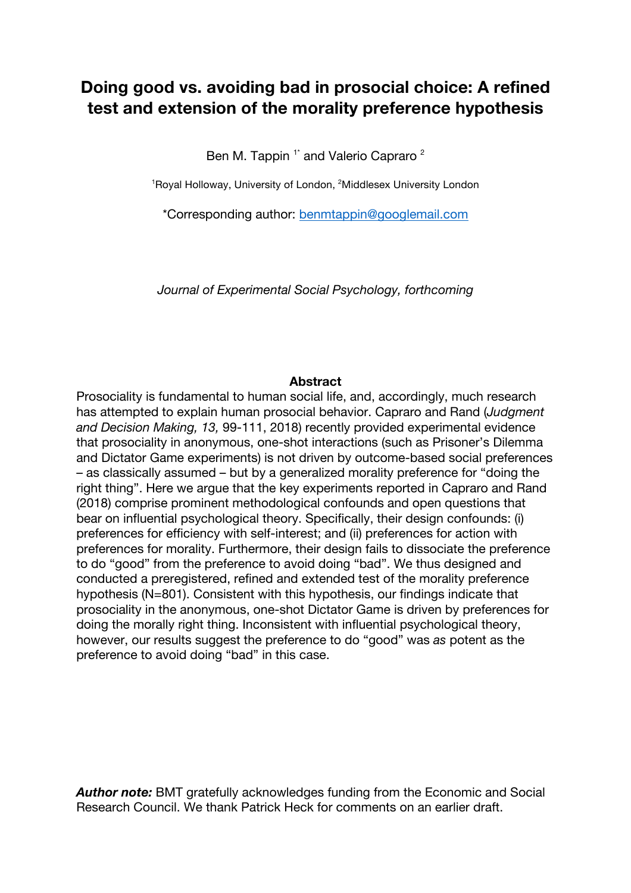# Doing good vs. avoiding bad in prosocial choice: A refined test and extension of the morality preference hypothesis

Ben M. Tappin [1*] and Valerio Capraro [2]

[1]Royal Holloway, University of London, [2]Middlesex University London

*Corresponding author: benmtappin@googlemail.com

*Journal of Experimental Social Psychology, forthcoming*

## Abstract

Prosociality is fundamental to human social life, and, accordingly, much research has attempted to explain human prosocial behavior. Capraro and Rand (*Judgment and Decision Making, 13,* 99-111, 2018) recently provided experimental evidence that prosociality in anonymous, one-shot interactions (such as Prisoner's Dilemma and Dictator Game experiments) is not driven by outcome-based social preferences – as classically assumed – but by a generalized morality preference for "doing the right thing". Here we argue that the key experiments reported in Capraro and Rand (2018) comprise prominent methodological confounds and open questions that bear on influential psychological theory. Specifically, their design confounds: (i) preferences for efficiency with self-interest; and (ii) preferences for action with preferences for morality. Furthermore, their design fails to dissociate the preference to do "good" from the preference to avoid doing "bad". We thus designed and conducted a preregistered, refined and extended test of the morality preference hypothesis (N=801). Consistent with this hypothesis, our findings indicate that prosociality in the anonymous, one-shot Dictator Game is driven by preferences for doing the morally right thing. Inconsistent with influential psychological theory, however, our results suggest the preference to do "good" was *as* potent as the preference to avoid doing "bad" in this case.

***Author note:*** BMT gratefully acknowledges funding from the Economic and Social Research Council. We thank Patrick Heck for comments on an earlier draft.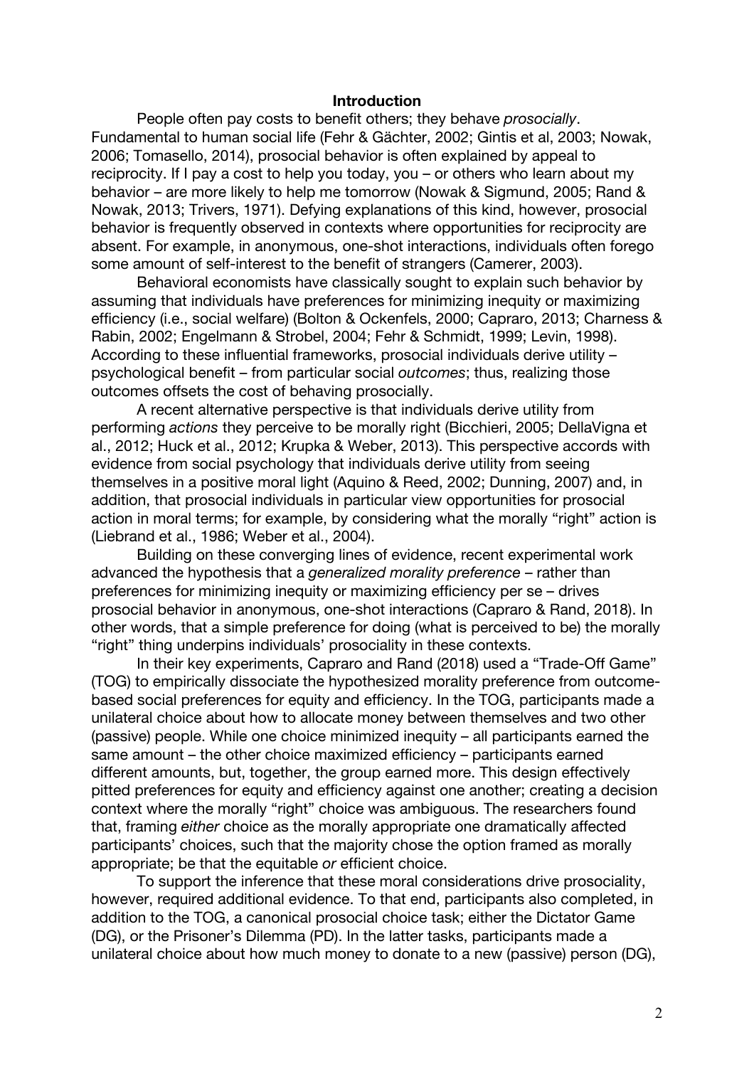## Introduction

People often pay costs to benefit others; they behave *prosocially*. Fundamental to human social life (Fehr & Gächter, 2002; Gintis et al, 2003; Nowak, 2006; Tomasello, 2014), prosocial behavior is often explained by appeal to reciprocity. If I pay a cost to help you today, you – or others who learn about my behavior – are more likely to help me tomorrow (Nowak & Sigmund, 2005; Rand & Nowak, 2013; Trivers, 1971). Defying explanations of this kind, however, prosocial behavior is frequently observed in contexts where opportunities for reciprocity are absent. For example, in anonymous, one-shot interactions, individuals often forego some amount of self-interest to the benefit of strangers (Camerer, 2003).

Behavioral economists have classically sought to explain such behavior by assuming that individuals have preferences for minimizing inequity or maximizing efficiency (i.e., social welfare) (Bolton & Ockenfels, 2000; Capraro, 2013; Charness & Rabin, 2002; Engelmann & Strobel, 2004; Fehr & Schmidt, 1999; Levin, 1998). According to these influential frameworks, prosocial individuals derive utility – psychological benefit – from particular social *outcomes*; thus, realizing those outcomes offsets the cost of behaving prosocially.

A recent alternative perspective is that individuals derive utility from performing *actions* they perceive to be morally right (Bicchieri, 2005; DellaVigna et al., 2012; Huck et al., 2012; Krupka & Weber, 2013). This perspective accords with evidence from social psychology that individuals derive utility from seeing themselves in a positive moral light (Aquino & Reed, 2002; Dunning, 2007) and, in addition, that prosocial individuals in particular view opportunities for prosocial action in moral terms; for example, by considering what the morally "right" action is (Liebrand et al., 1986; Weber et al., 2004).

Building on these converging lines of evidence, recent experimental work advanced the hypothesis that a *generalized morality preference* – rather than preferences for minimizing inequity or maximizing efficiency per se – drives prosocial behavior in anonymous, one-shot interactions (Capraro & Rand, 2018). In other words, that a simple preference for doing (what is perceived to be) the morally "right" thing underpins individuals' prosociality in these contexts.

In their key experiments, Capraro and Rand (2018) used a "Trade-Off Game" (TOG) to empirically dissociate the hypothesized morality preference from outcome-based social preferences for equity and efficiency. In the TOG, participants made a unilateral choice about how to allocate money between themselves and two other (passive) people. While one choice minimized inequity – all participants earned the same amount – the other choice maximized efficiency – participants earned different amounts, but, together, the group earned more. This design effectively pitted preferences for equity and efficiency against one another; creating a decision context where the morally "right" choice was ambiguous. The researchers found that, framing *either* choice as the morally appropriate one dramatically affected participants' choices, such that the majority chose the option framed as morally appropriate; be that the equitable *or* efficient choice.

To support the inference that these moral considerations drive prosociality, however, required additional evidence. To that end, participants also completed, in addition to the TOG, a canonical prosocial choice task; either the Dictator Game (DG), or the Prisoner's Dilemma (PD). In the latter tasks, participants made a unilateral choice about how much money to donate to a new (passive) person (DG),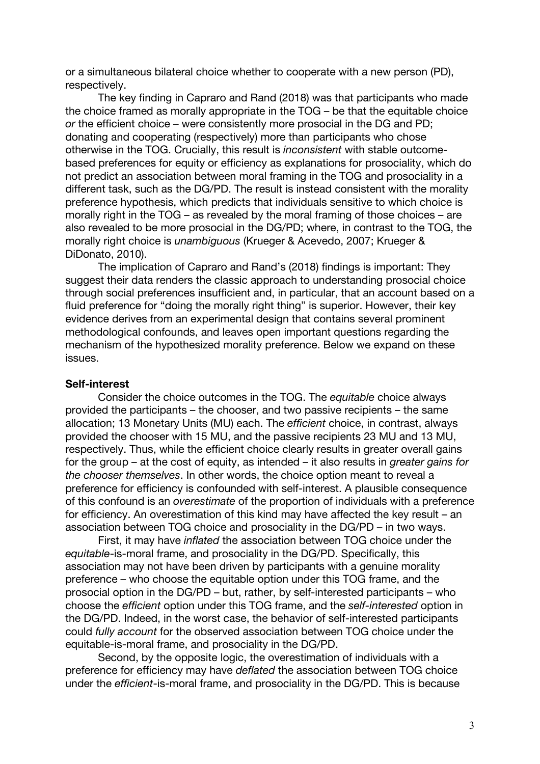or a simultaneous bilateral choice whether to cooperate with a new person (PD), respectively.

The key finding in Capraro and Rand (2018) was that participants who made the choice framed as morally appropriate in the TOG – be that the equitable choice *or* the efficient choice – were consistently more prosocial in the DG and PD; donating and cooperating (respectively) more than participants who chose otherwise in the TOG. Crucially, this result is *inconsistent* with stable outcome-based preferences for equity or efficiency as explanations for prosociality, which do not predict an association between moral framing in the TOG and prosociality in a different task, such as the DG/PD. The result is instead consistent with the morality preference hypothesis, which predicts that individuals sensitive to which choice is morally right in the TOG – as revealed by the moral framing of those choices – are also revealed to be more prosocial in the DG/PD; where, in contrast to the TOG, the morally right choice is *unambiguous* (Krueger & Acevedo, 2007; Krueger & DiDonato, 2010).

The implication of Capraro and Rand's (2018) findings is important: They suggest their data renders the classic approach to understanding prosocial choice through social preferences insufficient and, in particular, that an account based on a fluid preference for "doing the morally right thing" is superior. However, their key evidence derives from an experimental design that contains several prominent methodological confounds, and leaves open important questions regarding the mechanism of the hypothesized morality preference. Below we expand on these issues.

**Self-interest**

Consider the choice outcomes in the TOG. The *equitable* choice always provided the participants – the chooser, and two passive recipients – the same allocation; 13 Monetary Units (MU) each. The *efficient* choice, in contrast, always provided the chooser with 15 MU, and the passive recipients 23 MU and 13 MU, respectively. Thus, while the efficient choice clearly results in greater overall gains for the group – at the cost of equity, as intended – it also results in *greater gains for the chooser themselves*. In other words, the choice option meant to reveal a preference for efficiency is confounded with self-interest. A plausible consequence of this confound is an *overestimate* of the proportion of individuals with a preference for efficiency. An overestimation of this kind may have affected the key result – an association between TOG choice and prosociality in the DG/PD – in two ways.

First, it may have *inflated* the association between TOG choice under the *equitable*-is-moral frame, and prosociality in the DG/PD. Specifically, this association may not have been driven by participants with a genuine morality preference – who choose the equitable option under this TOG frame, and the prosocial option in the DG/PD – but, rather, by self-interested participants – who choose the *efficient* option under this TOG frame, and the *self-interested* option in the DG/PD. Indeed, in the worst case, the behavior of self-interested participants could *fully account* for the observed association between TOG choice under the equitable-is-moral frame, and prosociality in the DG/PD.

Second, by the opposite logic, the overestimation of individuals with a preference for efficiency may have *deflated* the association between TOG choice under the *efficient*-is-moral frame, and prosociality in the DG/PD. This is because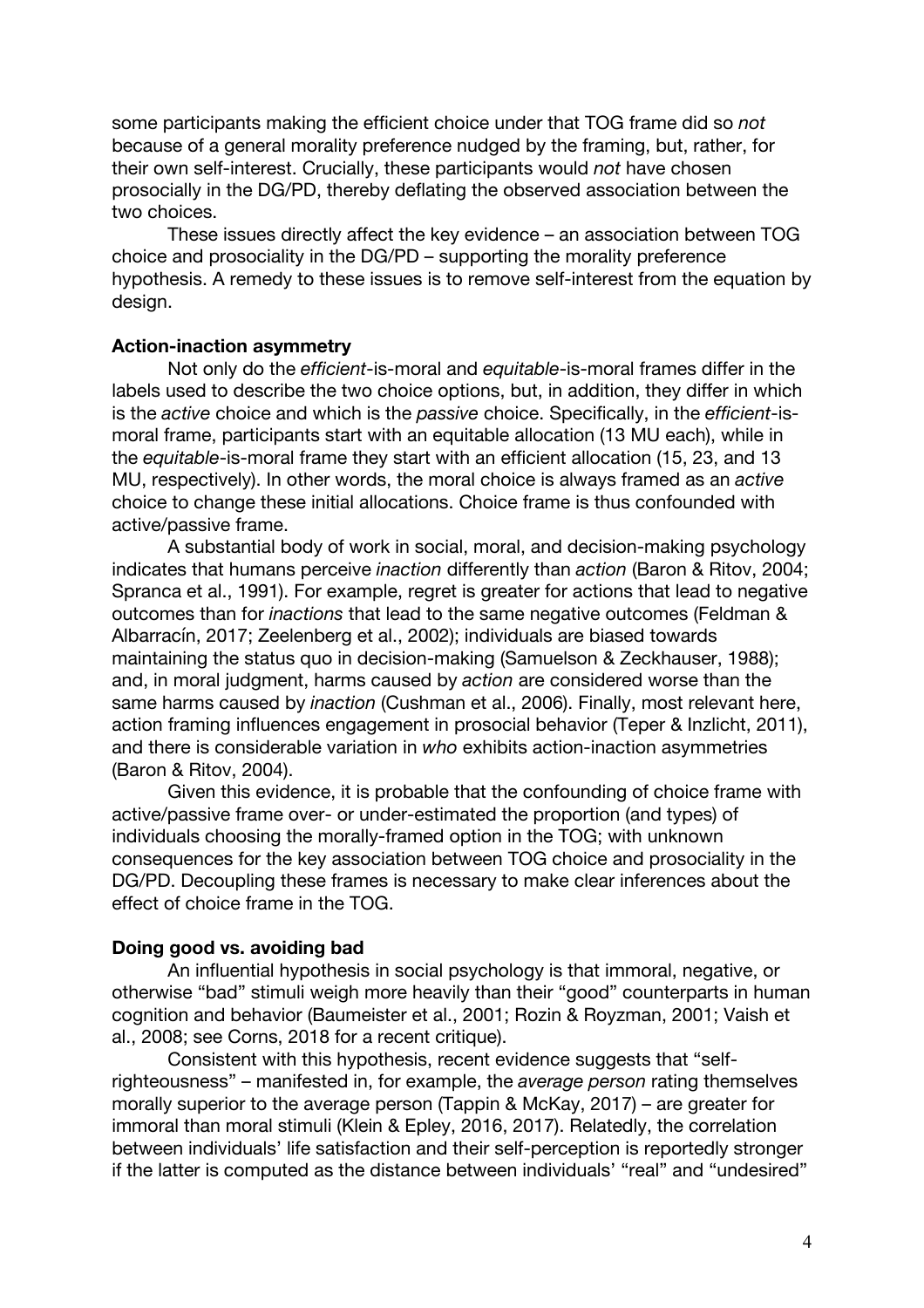some participants making the efficient choice under that TOG frame did so *not* because of a general morality preference nudged by the framing, but, rather, for their own self-interest. Crucially, these participants would *not* have chosen prosocially in the DG/PD, thereby deflating the observed association between the two choices.

These issues directly affect the key evidence – an association between TOG choice and prosociality in the DG/PD – supporting the morality preference hypothesis. A remedy to these issues is to remove self-interest from the equation by design.

**Action-inaction asymmetry**

Not only do the *efficient*-is-moral and *equitable*-is-moral frames differ in the labels used to describe the two choice options, but, in addition, they differ in which is the *active* choice and which is the *passive* choice. Specifically, in the *efficient*-is-moral frame, participants start with an equitable allocation (13 MU each), while in the *equitable*-is-moral frame they start with an efficient allocation (15, 23, and 13 MU, respectively). In other words, the moral choice is always framed as an *active* choice to change these initial allocations. Choice frame is thus confounded with active/passive frame.

A substantial body of work in social, moral, and decision-making psychology indicates that humans perceive *inaction* differently than *action* (Baron & Ritov, 2004; Spranca et al., 1991). For example, regret is greater for actions that lead to negative outcomes than for *inactions* that lead to the same negative outcomes (Feldman & Albarracín, 2017; Zeelenberg et al., 2002); individuals are biased towards maintaining the status quo in decision-making (Samuelson & Zeckhauser, 1988); and, in moral judgment, harms caused by *action* are considered worse than the same harms caused by *inaction* (Cushman et al., 2006). Finally, most relevant here, action framing influences engagement in prosocial behavior (Teper & Inzlicht, 2011), and there is considerable variation in *who* exhibits action-inaction asymmetries (Baron & Ritov, 2004).

Given this evidence, it is probable that the confounding of choice frame with active/passive frame over- or under-estimated the proportion (and types) of individuals choosing the morally-framed option in the TOG; with unknown consequences for the key association between TOG choice and prosociality in the DG/PD. Decoupling these frames is necessary to make clear inferences about the effect of choice frame in the TOG.

**Doing good vs. avoiding bad**

An influential hypothesis in social psychology is that immoral, negative, or otherwise "bad" stimuli weigh more heavily than their "good" counterparts in human cognition and behavior (Baumeister et al., 2001; Rozin & Royzman, 2001; Vaish et al., 2008; see Corns, 2018 for a recent critique).

Consistent with this hypothesis, recent evidence suggests that "self-righteousness" – manifested in, for example, the *average person* rating themselves morally superior to the average person (Tappin & McKay, 2017) – are greater for immoral than moral stimuli (Klein & Epley, 2016, 2017). Relatedly, the correlation between individuals' life satisfaction and their self-perception is reportedly stronger if the latter is computed as the distance between individuals' "real" and "undesired"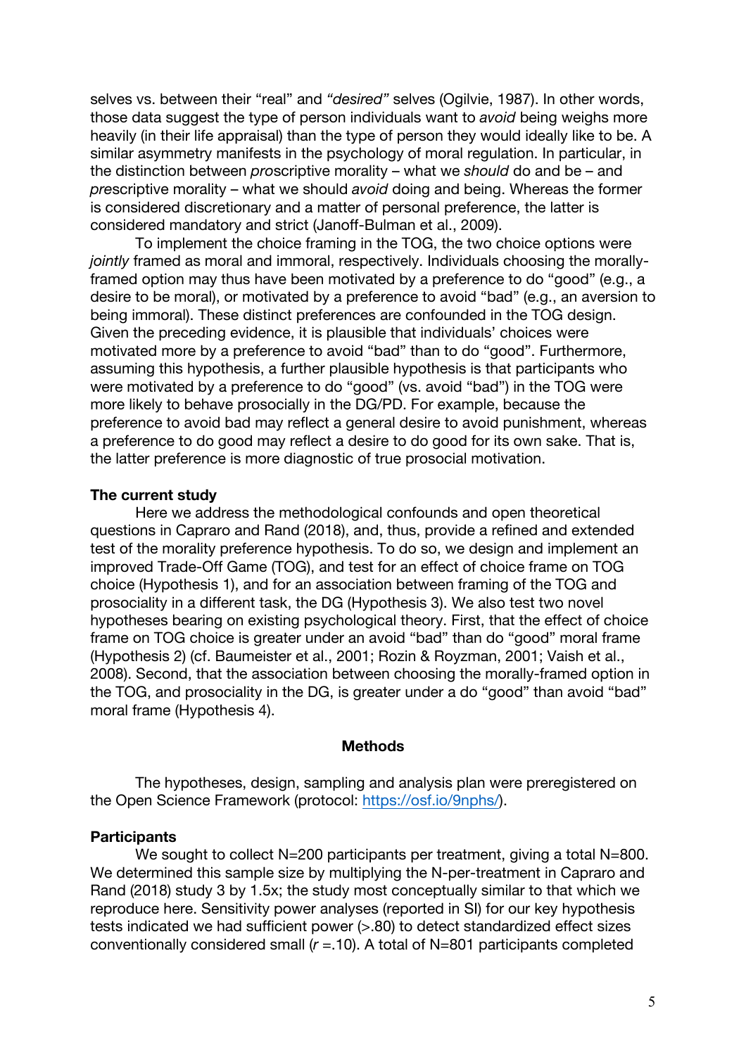selves vs. between their "real" and *"desired"* selves (Ogilvie, 1987). In other words, those data suggest the type of person individuals want to *avoid* being weighs more heavily (in their life appraisal) than the type of person they would ideally like to be. A similar asymmetry manifests in the psychology of moral regulation. In particular, in the distinction between *pro*scriptive morality – what we *should* do and be – and *pre*scriptive morality – what we should *avoid* doing and being. Whereas the former is considered discretionary and a matter of personal preference, the latter is considered mandatory and strict (Janoff-Bulman et al., 2009).

To implement the choice framing in the TOG, the two choice options were *jointly* framed as moral and immoral, respectively. Individuals choosing the morally-framed option may thus have been motivated by a preference to do "good" (e.g., a desire to be moral), or motivated by a preference to avoid "bad" (e.g., an aversion to being immoral). These distinct preferences are confounded in the TOG design. Given the preceding evidence, it is plausible that individuals' choices were motivated more by a preference to avoid "bad" than to do "good". Furthermore, assuming this hypothesis, a further plausible hypothesis is that participants who were motivated by a preference to do "good" (vs. avoid "bad") in the TOG were more likely to behave prosocially in the DG/PD. For example, because the preference to avoid bad may reflect a general desire to avoid punishment, whereas a preference to do good may reflect a desire to do good for its own sake. That is, the latter preference is more diagnostic of true prosocial motivation.

### The current study

Here we address the methodological confounds and open theoretical questions in Capraro and Rand (2018), and, thus, provide a refined and extended test of the morality preference hypothesis. To do so, we design and implement an improved Trade-Off Game (TOG), and test for an effect of choice frame on TOG choice (Hypothesis 1), and for an association between framing of the TOG and prosociality in a different task, the DG (Hypothesis 3). We also test two novel hypotheses bearing on existing psychological theory. First, that the effect of choice frame on TOG choice is greater under an avoid "bad" than do "good" moral frame (Hypothesis 2) (cf. Baumeister et al., 2001; Rozin & Royzman, 2001; Vaish et al., 2008). Second, that the association between choosing the morally-framed option in the TOG, and prosociality in the DG, is greater under a do "good" than avoid "bad" moral frame (Hypothesis 4).

## Methods

The hypotheses, design, sampling and analysis plan were preregistered on the Open Science Framework (protocol: https://osf.io/9nphs/).

### Participants

We sought to collect N=200 participants per treatment, giving a total N=800. We determined this sample size by multiplying the N-per-treatment in Capraro and Rand (2018) study 3 by 1.5x; the study most conceptually similar to that which we reproduce here. Sensitivity power analyses (reported in SI) for our key hypothesis tests indicated we had sufficient power (>.80) to detect standardized effect sizes conventionally considered small ($r$ =.10). A total of N=801 participants completed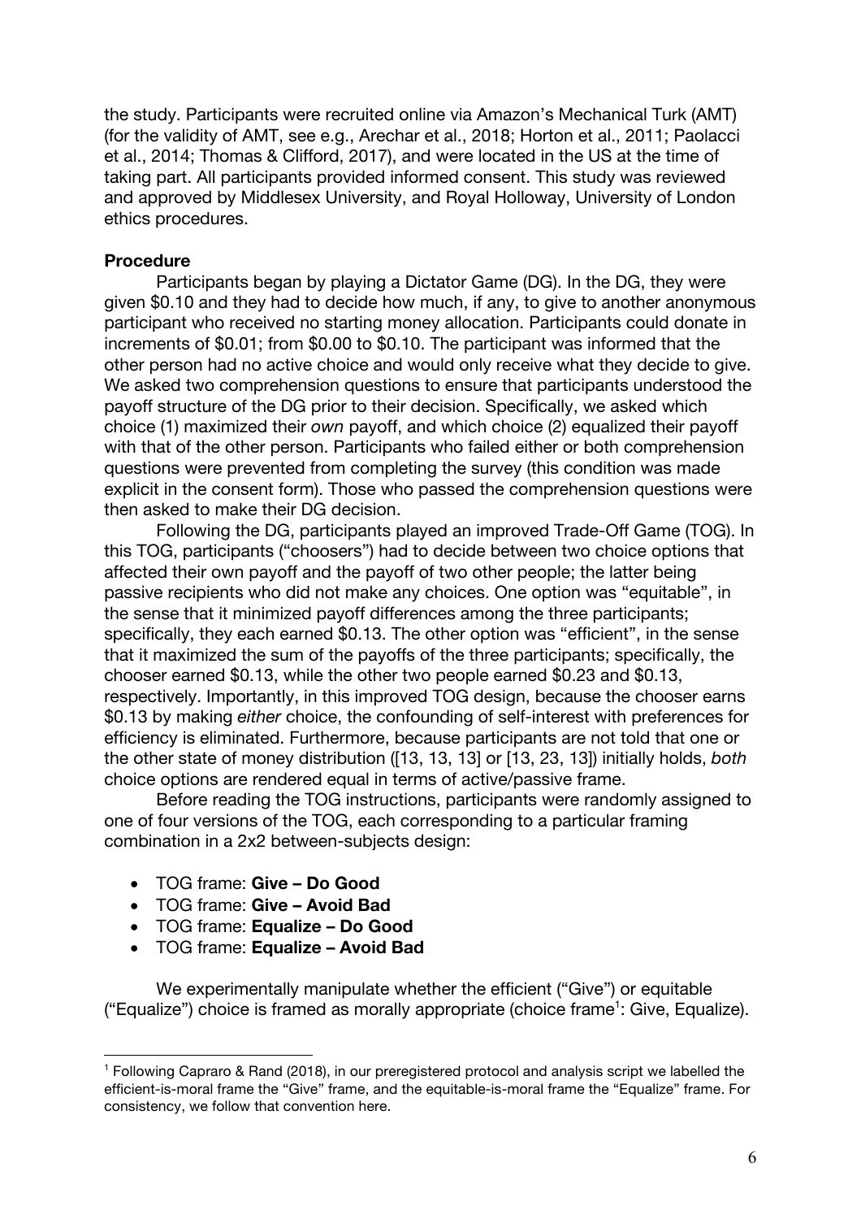the study. Participants were recruited online via Amazon's Mechanical Turk (AMT) (for the validity of AMT, see e.g., Arechar et al., 2018; Horton et al., 2011; Paolacci et al., 2014; Thomas & Clifford, 2017), and were located in the US at the time of taking part. All participants provided informed consent. This study was reviewed and approved by Middlesex University, and Royal Holloway, University of London ethics procedures.

**Procedure**

Participants began by playing a Dictator Game (DG). In the DG, they were given $0.10 and they had to decide how much, if any, to give to another anonymous participant who received no starting money allocation. Participants could donate in increments of $0.01; from $0.00 to $0.10. The participant was informed that the other person had no active choice and would only receive what they decide to give. We asked two comprehension questions to ensure that participants understood the payoff structure of the DG prior to their decision. Specifically, we asked which choice (1) maximized their *own* payoff, and which choice (2) equalized their payoff with that of the other person. Participants who failed either or both comprehension questions were prevented from completing the survey (this condition was made explicit in the consent form). Those who passed the comprehension questions were then asked to make their DG decision.

Following the DG, participants played an improved Trade-Off Game (TOG). In this TOG, participants ("choosers") had to decide between two choice options that affected their own payoff and the payoff of two other people; the latter being passive recipients who did not make any choices. One option was "equitable", in the sense that it minimized payoff differences among the three participants; specifically, they each earned $0.13. The other option was "efficient", in the sense that it maximized the sum of the payoffs of the three participants; specifically, the chooser earned $0.13, while the other two people earned $0.23 and $0.13, respectively. Importantly, in this improved TOG design, because the chooser earns $0.13 by making *either* choice, the confounding of self-interest with preferences for efficiency is eliminated. Furthermore, because participants are not told that one or the other state of money distribution ([13, 13, 13] or [13, 23, 13]) initially holds, *both* choice options are rendered equal in terms of active/passive frame.

Before reading the TOG instructions, participants were randomly assigned to one of four versions of the TOG, each corresponding to a particular framing combination in a 2x2 between-subjects design:

- TOG frame: **Give – Do Good**
- TOG frame: **Give – Avoid Bad**
- TOG frame: **Equalize – Do Good**
- TOG frame: **Equalize – Avoid Bad**

We experimentally manipulate whether the efficient ("Give") or equitable ("Equalize") choice is framed as morally appropriate (choice frame[1]: Give, Equalize).

[1] Following Capraro & Rand (2018), in our preregistered protocol and analysis script we labelled the efficient-is-moral frame the "Give" frame, and the equitable-is-moral frame the "Equalize" frame. For consistency, we follow that convention here.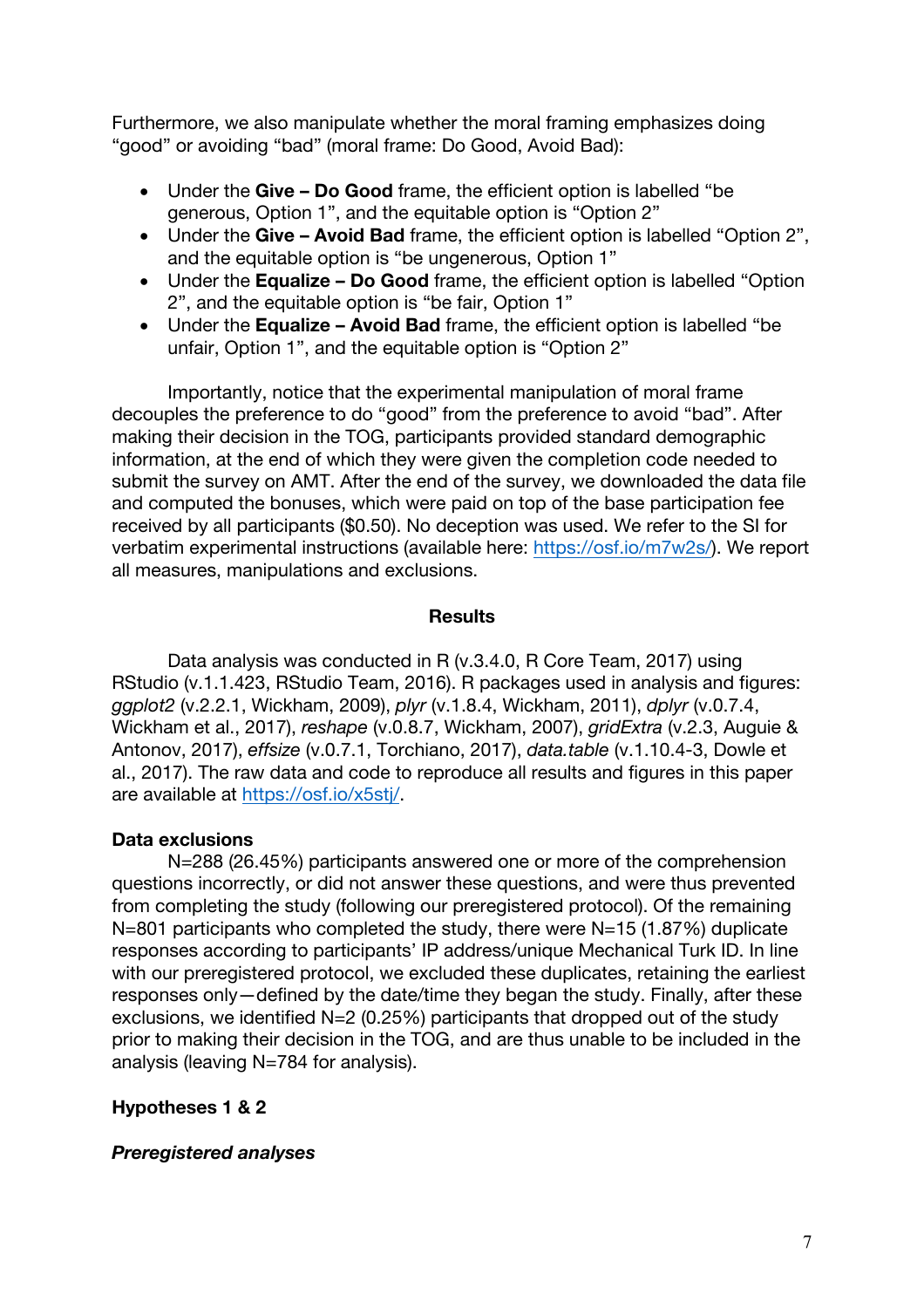Furthermore, we also manipulate whether the moral framing emphasizes doing "good" or avoiding "bad" (moral frame: Do Good, Avoid Bad):

- Under the **Give – Do Good** frame, the efficient option is labelled "be generous, Option 1", and the equitable option is "Option 2"
- Under the **Give – Avoid Bad** frame, the efficient option is labelled "Option 2", and the equitable option is "be ungenerous, Option 1"
- Under the **Equalize – Do Good** frame, the efficient option is labelled "Option 2", and the equitable option is "be fair, Option 1"
- Under the **Equalize – Avoid Bad** frame, the efficient option is labelled "be unfair, Option 1", and the equitable option is "Option 2"

Importantly, notice that the experimental manipulation of moral frame decouples the preference to do "good" from the preference to avoid "bad". After making their decision in the TOG, participants provided standard demographic information, at the end of which they were given the completion code needed to submit the survey on AMT. After the end of the survey, we downloaded the data file and computed the bonuses, which were paid on top of the base participation fee received by all participants ($0.50). No deception was used. We refer to the SI for verbatim experimental instructions (available here: https://osf.io/m7w2s/). We report all measures, manipulations and exclusions.

## Results

Data analysis was conducted in R (v.3.4.0, R Core Team, 2017) using RStudio (v.1.1.423, RStudio Team, 2016). R packages used in analysis and figures: *ggplot2* (v.2.2.1, Wickham, 2009), *plyr* (v.1.8.4, Wickham, 2011), *dplyr* (v.0.7.4, Wickham et al., 2017), *reshape* (v.0.8.7, Wickham, 2007), *gridExtra* (v.2.3, Auguie & Antonov, 2017), *effsize* (v.0.7.1, Torchiano, 2017), *data.table* (v.1.10.4-3, Dowle et al., 2017). The raw data and code to reproduce all results and figures in this paper are available at https://osf.io/x5stj/.

### Data exclusions

N=288 (26.45%) participants answered one or more of the comprehension questions incorrectly, or did not answer these questions, and were thus prevented from completing the study (following our preregistered protocol). Of the remaining N=801 participants who completed the study, there were N=15 (1.87%) duplicate responses according to participants' IP address/unique Mechanical Turk ID. In line with our preregistered protocol, we excluded these duplicates, retaining the earliest responses only—defined by the date/time they began the study. Finally, after these exclusions, we identified N=2 (0.25%) participants that dropped out of the study prior to making their decision in the TOG, and are thus unable to be included in the analysis (leaving N=784 for analysis).

### Hypotheses 1 & 2

#### *Preregistered analyses*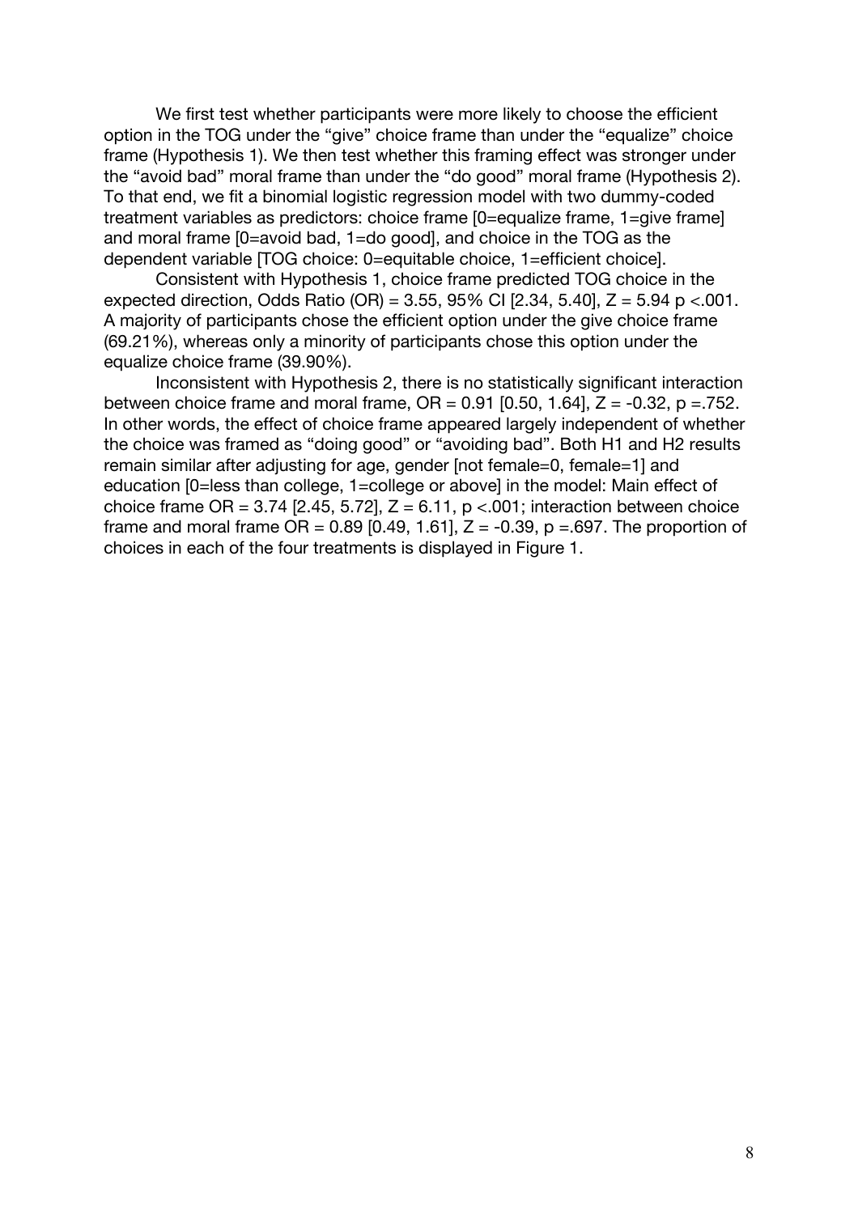We first test whether participants were more likely to choose the efficient option in the TOG under the "give" choice frame than under the "equalize" choice frame (Hypothesis 1). We then test whether this framing effect was stronger under the "avoid bad" moral frame than under the "do good" moral frame (Hypothesis 2). To that end, we fit a binomial logistic regression model with two dummy-coded treatment variables as predictors: choice frame [0=equalize frame, 1=give frame] and moral frame [0=avoid bad, 1=do good], and choice in the TOG as the dependent variable [TOG choice: 0=equitable choice, 1=efficient choice].

Consistent with Hypothesis 1, choice frame predicted TOG choice in the expected direction, Odds Ratio (OR) = 3.55, 95% CI [2.34, 5.40], $Z = 5.94$ $p < .001$. A majority of participants chose the efficient option under the give choice frame (69.21%), whereas only a minority of participants chose this option under the equalize choice frame (39.90%).

Inconsistent with Hypothesis 2, there is no statistically significant interaction between choice frame and moral frame, OR = 0.91 [0.50, 1.64], $Z = -0.32$, $p = .752$. In other words, the effect of choice frame appeared largely independent of whether the choice was framed as "doing good" or "avoiding bad". Both H1 and H2 results remain similar after adjusting for age, gender [not female=0, female=1] and education [0=less than college, 1=college or above] in the model: Main effect of choice frame OR = 3.74 [2.45, 5.72], $Z = 6.11$, $p < .001$; interaction between choice frame and moral frame OR = 0.89 [0.49, 1.61], $Z = -0.39$, $p = .697$. The proportion of choices in each of the four treatments is displayed in Figure 1.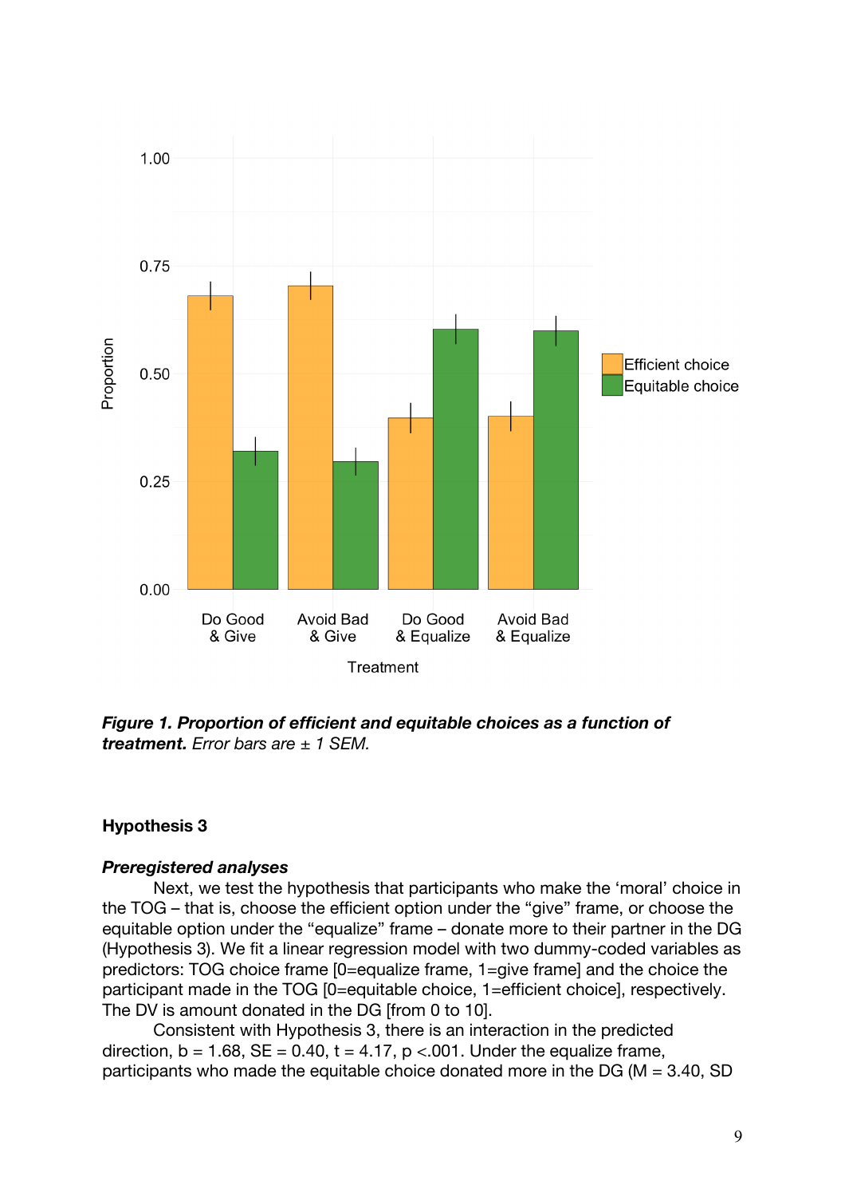*Figure 1. Proportion of efficient and equitable choices as a function of treatment.* *Error bars are ± 1 SEM.*

### Hypothesis 3

#### *Preregistered analyses*

Next, we test the hypothesis that participants who make the 'moral' choice in the TOG – that is, choose the efficient option under the "give" frame, or choose the equitable option under the "equalize" frame – donate more to their partner in the DG (Hypothesis 3). We fit a linear regression model with two dummy-coded variables as predictors: TOG choice frame [0=equalize frame, 1=give frame] and the choice the participant made in the TOG [0=equitable choice, 1=efficient choice], respectively. The DV is amount donated in the DG [from 0 to 10].

Consistent with Hypothesis 3, there is an interaction in the predicted direction, $b = 1.68$, $SE = 0.40$, $t = 4.17$, $p < .001$. Under the equalize frame, participants who made the equitable choice donated more in the DG ($M = 3.40$, SD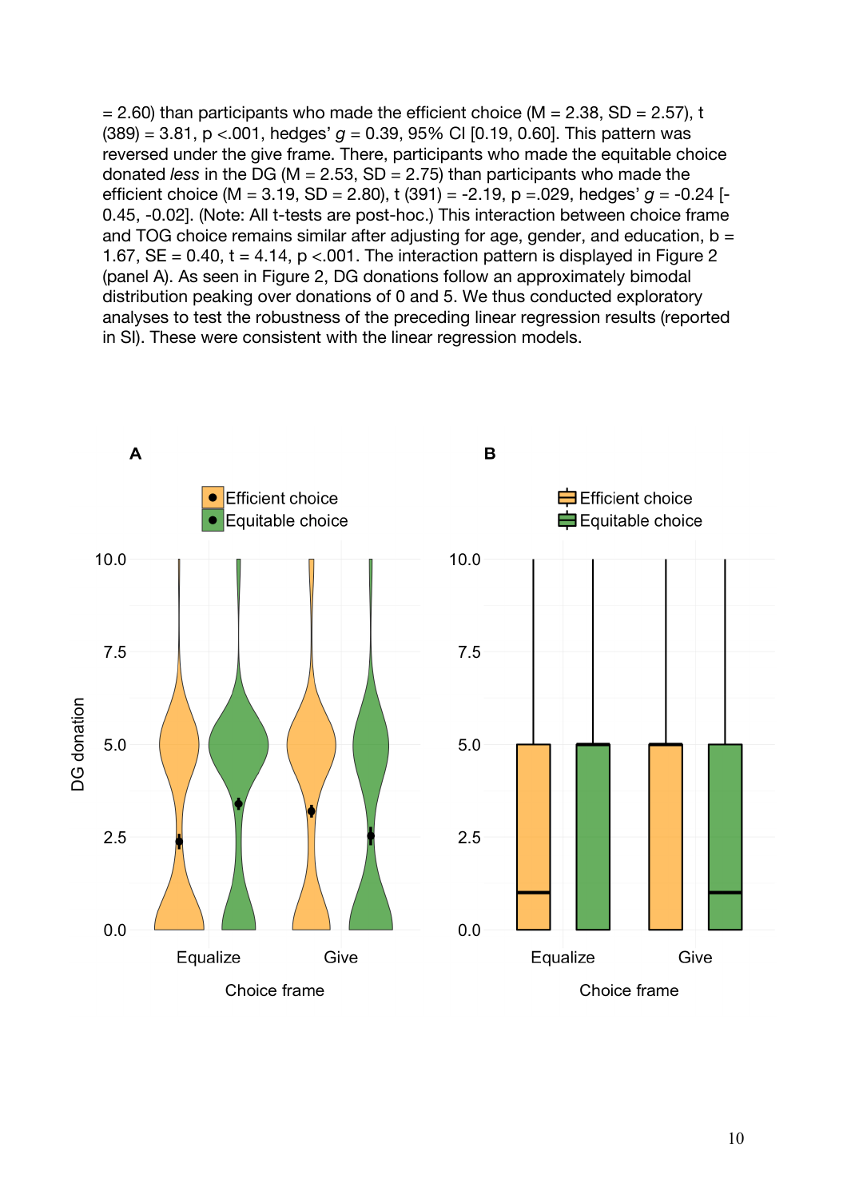= 2.60) than participants who made the efficient choice (M = 2.38, SD = 2.57), t (389) = 3.81, p <.001, hedges' *g* = 0.39, 95% CI [0.19, 0.60]. This pattern was reversed under the give frame. There, participants who made the equitable choice donated *less* in the DG (M = 2.53, SD = 2.75) than participants who made the efficient choice (M = 3.19, SD = 2.80), t (391) = -2.19, p =.029, hedges' *g* = -0.24 [-0.45, -0.02]. (Note: All t-tests are post-hoc.) This interaction between choice frame and TOG choice remains similar after adjusting for age, gender, and education, b = 1.67, SE = 0.40, t = 4.14, p <.001. The interaction pattern is displayed in Figure 2 (panel A). As seen in Figure 2, DG donations follow an approximately bimodal distribution peaking over donations of 0 and 5. We thus conducted exploratory analyses to test the robustness of the preceding linear regression results (reported in SI). These were consistent with the linear regression models.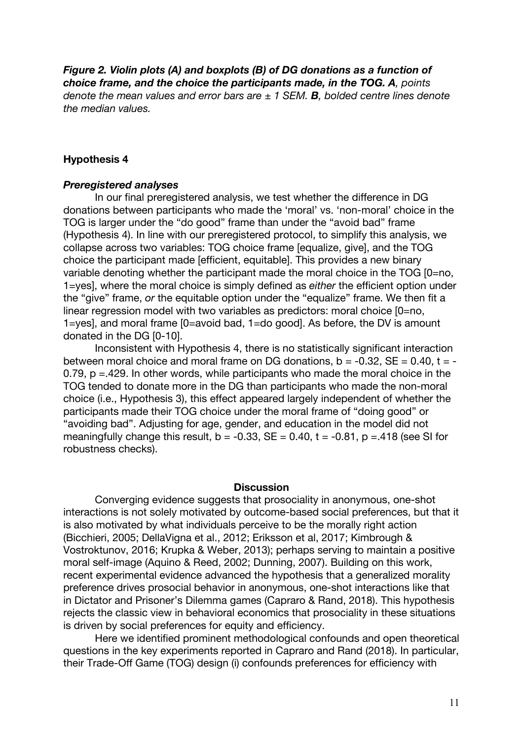***Figure 2. Violin plots (A) and boxplots (B) of DG donations as a function of choice frame, and the choice the participants made, in the TOG. A**, points denote the mean values and error bars are ± 1 SEM. **B**, bolded centre lines denote the median values.*

### Hypothesis 4

#### *Preregistered analyses*

In our final preregistered analysis, we test whether the difference in DG donations between participants who made the 'moral' vs. 'non-moral' choice in the TOG is larger under the "do good" frame than under the "avoid bad" frame (Hypothesis 4). In line with our preregistered protocol, to simplify this analysis, we collapse across two variables: TOG choice frame [equalize, give], and the TOG choice the participant made [efficient, equitable]. This provides a new binary variable denoting whether the participant made the moral choice in the TOG [0=no, 1=yes], where the moral choice is simply defined as *either* the efficient option under the "give" frame, *or* the equitable option under the "equalize" frame. We then fit a linear regression model with two variables as predictors: moral choice [0=no, 1=yes], and moral frame [0=avoid bad, 1=do good]. As before, the DV is amount donated in the DG [0-10].

Inconsistent with Hypothesis 4, there is no statistically significant interaction between moral choice and moral frame on DG donations, $b = -0.32$, $SE = 0.40$, $t = -0.79$, $p = .429$. In other words, while participants who made the moral choice in the TOG tended to donate more in the DG than participants who made the non-moral choice (i.e., Hypothesis 3), this effect appeared largely independent of whether the participants made their TOG choice under the moral frame of "doing good" or "avoiding bad". Adjusting for age, gender, and education in the model did not meaningfully change this result, $b = -0.33$, $SE = 0.40$, $t = -0.81$, $p = .418$ (see SI for robustness checks).

## Discussion

Converging evidence suggests that prosociality in anonymous, one-shot interactions is not solely motivated by outcome-based social preferences, but that it is also motivated by what individuals perceive to be the morally right action (Bicchieri, 2005; DellaVigna et al., 2012; Eriksson et al, 2017; Kimbrough & Vostroktunov, 2016; Krupka & Weber, 2013); perhaps serving to maintain a positive moral self-image (Aquino & Reed, 2002; Dunning, 2007). Building on this work, recent experimental evidence advanced the hypothesis that a generalized morality preference drives prosocial behavior in anonymous, one-shot interactions like that in Dictator and Prisoner's Dilemma games (Capraro & Rand, 2018). This hypothesis rejects the classic view in behavioral economics that prosociality in these situations is driven by social preferences for equity and efficiency.

Here we identified prominent methodological confounds and open theoretical questions in the key experiments reported in Capraro and Rand (2018). In particular, their Trade-Off Game (TOG) design (i) confounds preferences for efficiency with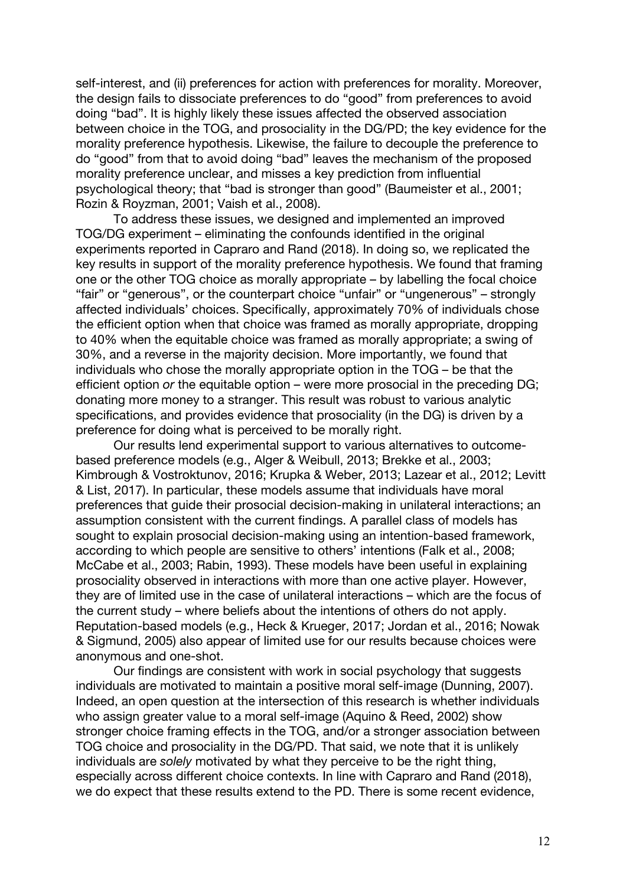self-interest, and (ii) preferences for action with preferences for morality. Moreover, the design fails to dissociate preferences to do "good" from preferences to avoid doing "bad". It is highly likely these issues affected the observed association between choice in the TOG, and prosociality in the DG/PD; the key evidence for the morality preference hypothesis. Likewise, the failure to decouple the preference to do "good" from that to avoid doing "bad" leaves the mechanism of the proposed morality preference unclear, and misses a key prediction from influential psychological theory; that "bad is stronger than good" (Baumeister et al., 2001; Rozin & Royzman, 2001; Vaish et al., 2008).

To address these issues, we designed and implemented an improved TOG/DG experiment – eliminating the confounds identified in the original experiments reported in Capraro and Rand (2018). In doing so, we replicated the key results in support of the morality preference hypothesis. We found that framing one or the other TOG choice as morally appropriate – by labelling the focal choice "fair" or "generous", or the counterpart choice "unfair" or "ungenerous" – strongly affected individuals' choices. Specifically, approximately 70% of individuals chose the efficient option when that choice was framed as morally appropriate, dropping to 40% when the equitable choice was framed as morally appropriate; a swing of 30%, and a reverse in the majority decision. More importantly, we found that individuals who chose the morally appropriate option in the TOG – be that the efficient option *or* the equitable option – were more prosocial in the preceding DG; donating more money to a stranger. This result was robust to various analytic specifications, and provides evidence that prosociality (in the DG) is driven by a preference for doing what is perceived to be morally right.

Our results lend experimental support to various alternatives to outcome-based preference models (e.g., Alger & Weibull, 2013; Brekke et al., 2003; Kimbrough & Vostroktunov, 2016; Krupka & Weber, 2013; Lazear et al., 2012; Levitt & List, 2017). In particular, these models assume that individuals have moral preferences that guide their prosocial decision-making in unilateral interactions; an assumption consistent with the current findings. A parallel class of models has sought to explain prosocial decision-making using an intention-based framework, according to which people are sensitive to others' intentions (Falk et al., 2008; McCabe et al., 2003; Rabin, 1993). These models have been useful in explaining prosociality observed in interactions with more than one active player. However, they are of limited use in the case of unilateral interactions – which are the focus of the current study – where beliefs about the intentions of others do not apply. Reputation-based models (e.g., Heck & Krueger, 2017; Jordan et al., 2016; Nowak & Sigmund, 2005) also appear of limited use for our results because choices were anonymous and one-shot.

Our findings are consistent with work in social psychology that suggests individuals are motivated to maintain a positive moral self-image (Dunning, 2007). Indeed, an open question at the intersection of this research is whether individuals who assign greater value to a moral self-image (Aquino & Reed, 2002) show stronger choice framing effects in the TOG, and/or a stronger association between TOG choice and prosociality in the DG/PD. That said, we note that it is unlikely individuals are *solely* motivated by what they perceive to be the right thing, especially across different choice contexts. In line with Capraro and Rand (2018), we do expect that these results extend to the PD. There is some recent evidence,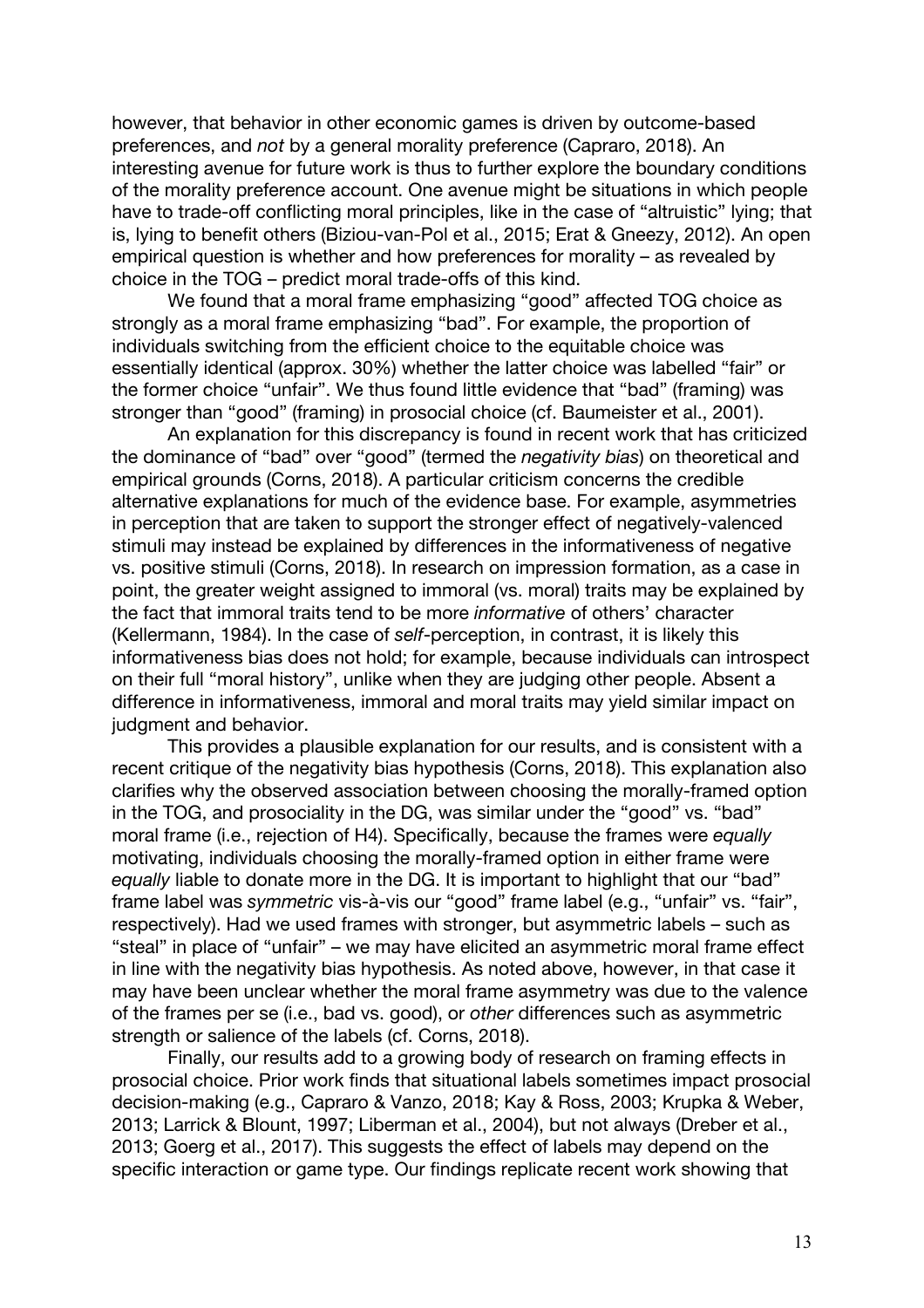however, that behavior in other economic games is driven by outcome-based preferences, and *not* by a general morality preference (Capraro, 2018). An interesting avenue for future work is thus to further explore the boundary conditions of the morality preference account. One avenue might be situations in which people have to trade-off conflicting moral principles, like in the case of "altruistic" lying; that is, lying to benefit others (Biziou-van-Pol et al., 2015; Erat & Gneezy, 2012). An open empirical question is whether and how preferences for morality – as revealed by choice in the TOG – predict moral trade-offs of this kind.

We found that a moral frame emphasizing "good" affected TOG choice as strongly as a moral frame emphasizing "bad". For example, the proportion of individuals switching from the efficient choice to the equitable choice was essentially identical (approx. 30%) whether the latter choice was labelled "fair" or the former choice "unfair". We thus found little evidence that "bad" (framing) was stronger than "good" (framing) in prosocial choice (cf. Baumeister et al., 2001).

An explanation for this discrepancy is found in recent work that has criticized the dominance of "bad" over "good" (termed the *negativity bias*) on theoretical and empirical grounds (Corns, 2018). A particular criticism concerns the credible alternative explanations for much of the evidence base. For example, asymmetries in perception that are taken to support the stronger effect of negatively-valenced stimuli may instead be explained by differences in the informativeness of negative vs. positive stimuli (Corns, 2018). In research on impression formation, as a case in point, the greater weight assigned to immoral (vs. moral) traits may be explained by the fact that immoral traits tend to be more *informative* of others' character (Kellermann, 1984). In the case of *self*-perception, in contrast, it is likely this informativeness bias does not hold; for example, because individuals can introspect on their full "moral history", unlike when they are judging other people. Absent a difference in informativeness, immoral and moral traits may yield similar impact on judgment and behavior.

This provides a plausible explanation for our results, and is consistent with a recent critique of the negativity bias hypothesis (Corns, 2018). This explanation also clarifies why the observed association between choosing the morally-framed option in the TOG, and prosociality in the DG, was similar under the "good" vs. "bad" moral frame (i.e., rejection of H4). Specifically, because the frames were *equally* motivating, individuals choosing the morally-framed option in either frame were *equally* liable to donate more in the DG. It is important to highlight that our "bad" frame label was *symmetric* vis-à-vis our "good" frame label (e.g., "unfair" vs. "fair", respectively). Had we used frames with stronger, but asymmetric labels – such as "steal" in place of "unfair" – we may have elicited an asymmetric moral frame effect in line with the negativity bias hypothesis. As noted above, however, in that case it may have been unclear whether the moral frame asymmetry was due to the valence of the frames per se (i.e., bad vs. good), or *other* differences such as asymmetric strength or salience of the labels (cf. Corns, 2018).

Finally, our results add to a growing body of research on framing effects in prosocial choice. Prior work finds that situational labels sometimes impact prosocial decision-making (e.g., Capraro & Vanzo, 2018; Kay & Ross, 2003; Krupka & Weber, 2013; Larrick & Blount, 1997; Liberman et al., 2004), but not always (Dreber et al., 2013; Goerg et al., 2017). This suggests the effect of labels may depend on the specific interaction or game type. Our findings replicate recent work showing that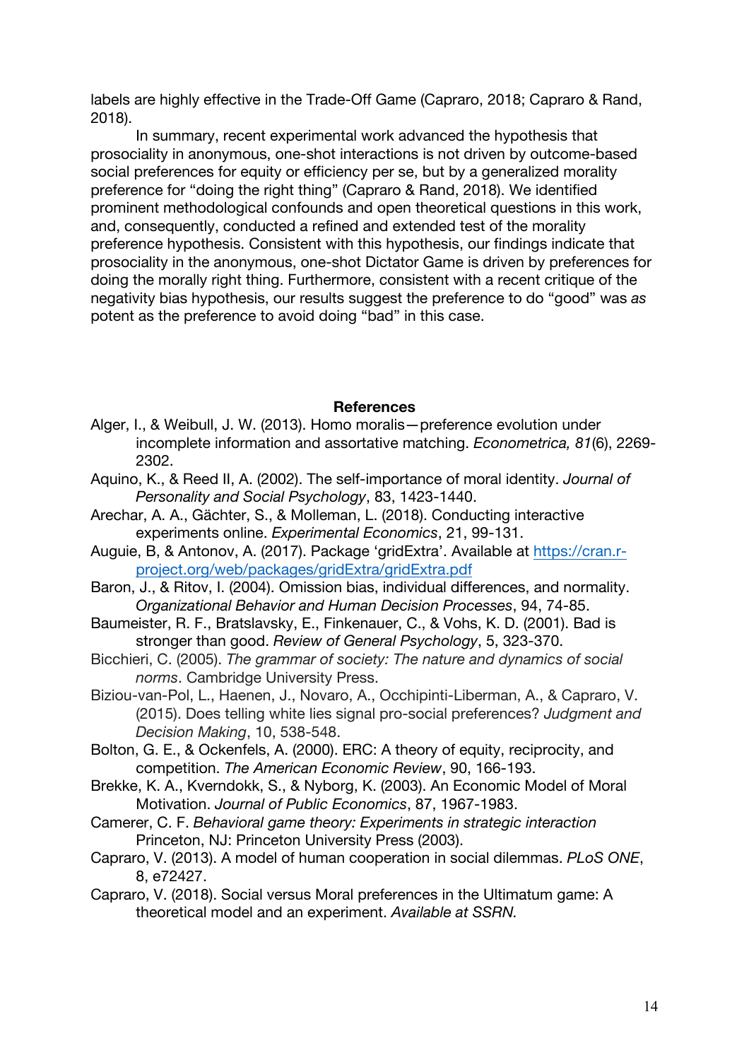labels are highly effective in the Trade-Off Game (Capraro, 2018; Capraro & Rand, 2018).

In summary, recent experimental work advanced the hypothesis that prosociality in anonymous, one-shot interactions is not driven by outcome-based social preferences for equity or efficiency per se, but by a generalized morality preference for "doing the right thing" (Capraro & Rand, 2018). We identified prominent methodological confounds and open theoretical questions in this work, and, consequently, conducted a refined and extended test of the morality preference hypothesis. Consistent with this hypothesis, our findings indicate that prosociality in the anonymous, one-shot Dictator Game is driven by preferences for doing the morally right thing. Furthermore, consistent with a recent critique of the negativity bias hypothesis, our results suggest the preference to do "good" was *as* potent as the preference to avoid doing "bad" in this case.

## References

Alger, I., & Weibull, J. W. (2013). Homo moralis—preference evolution under incomplete information and assortative matching. *Econometrica, 81*(6), 2269-2302.

Aquino, K., & Reed II, A. (2002). The self-importance of moral identity. *Journal of Personality and Social Psychology*, 83, 1423-1440.

Arechar, A. A., Gächter, S., & Molleman, L. (2018). Conducting interactive experiments online. *Experimental Economics*, 21, 99-131.

Auguie, B, & Antonov, A. (2017). Package 'gridExtra'. Available at https://cran.r-project.org/web/packages/gridExtra/gridExtra.pdf

Baron, J., & Ritov, I. (2004). Omission bias, individual differences, and normality. *Organizational Behavior and Human Decision Processes*, 94, 74-85.

Baumeister, R. F., Bratslavsky, E., Finkenauer, C., & Vohs, K. D. (2001). Bad is stronger than good. *Review of General Psychology*, 5, 323-370.

Bicchieri, C. (2005). *The grammar of society: The nature and dynamics of social norms*. Cambridge University Press.

Biziou-van-Pol, L., Haenen, J., Novaro, A., Occhipinti-Liberman, A., & Capraro, V. (2015). Does telling white lies signal pro-social preferences? *Judgment and Decision Making*, 10, 538-548.

Bolton, G. E., & Ockenfels, A. (2000). ERC: A theory of equity, reciprocity, and competition. *The American Economic Review*, 90, 166-193.

Brekke, K. A., Kverndokk, S., & Nyborg, K. (2003). An Economic Model of Moral Motivation. *Journal of Public Economics*, 87, 1967-1983.

Camerer, C. F. *Behavioral game theory: Experiments in strategic interaction* Princeton, NJ: Princeton University Press (2003).

Capraro, V. (2013). A model of human cooperation in social dilemmas. *PLoS ONE*, 8, e72427.

Capraro, V. (2018). Social versus Moral preferences in the Ultimatum game: A theoretical model and an experiment. *Available at SSRN.*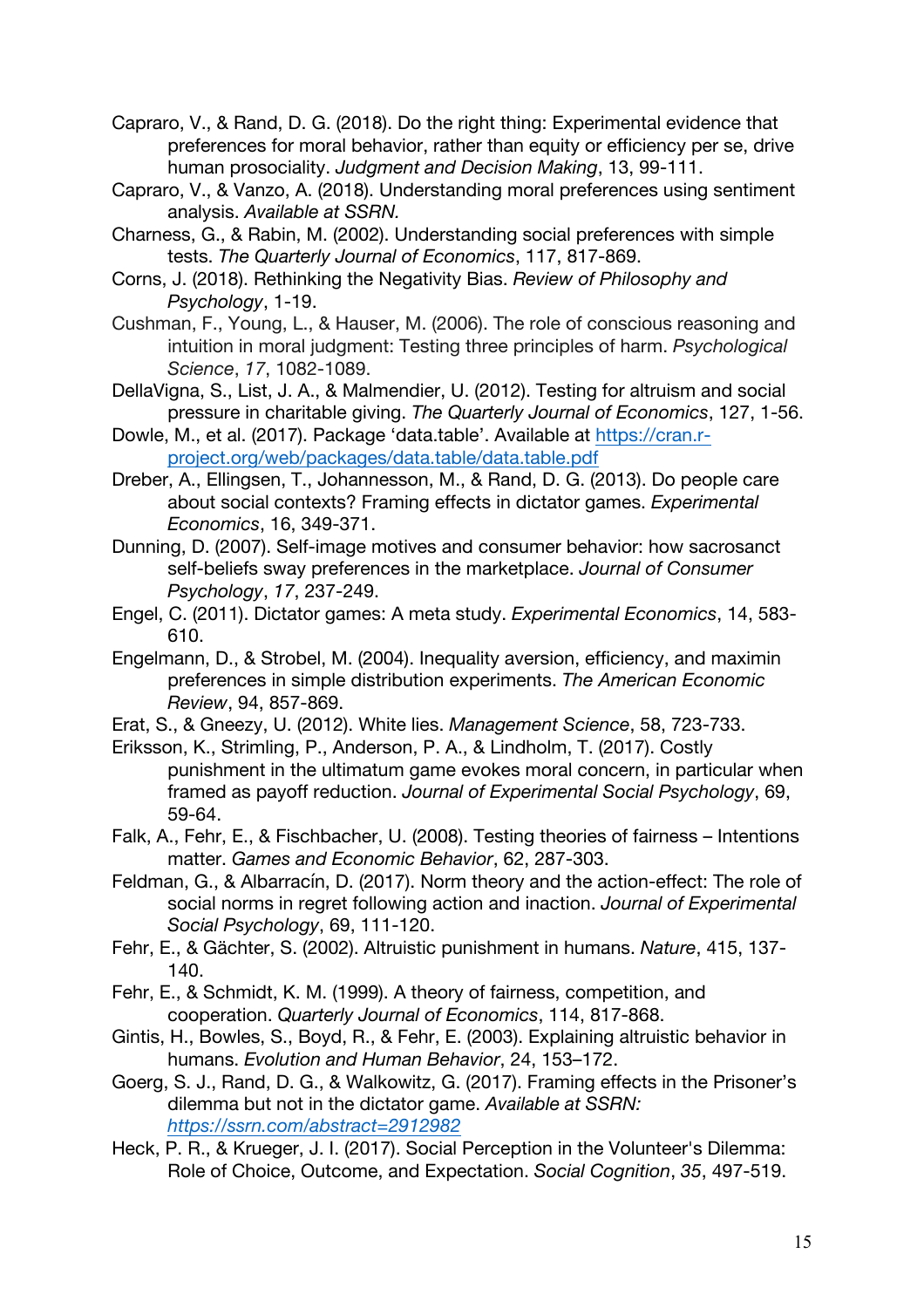Capraro, V., & Rand, D. G. (2018). Do the right thing: Experimental evidence that preferences for moral behavior, rather than equity or efficiency per se, drive human prosociality. *Judgment and Decision Making*, 13, 99-111.

Capraro, V., & Vanzo, A. (2018). Understanding moral preferences using sentiment analysis. *Available at SSRN.*

Charness, G., & Rabin, M. (2002). Understanding social preferences with simple tests. *The Quarterly Journal of Economics*, 117, 817-869.

Corns, J. (2018). Rethinking the Negativity Bias. *Review of Philosophy and Psychology*, 1-19.

Cushman, F., Young, L., & Hauser, M. (2006). The role of conscious reasoning and intuition in moral judgment: Testing three principles of harm. *Psychological Science*, *17*, 1082-1089.

DellaVigna, S., List, J. A., & Malmendier, U. (2012). Testing for altruism and social pressure in charitable giving. *The Quarterly Journal of Economics*, 127, 1-56.

Dowle, M., et al. (2017). Package 'data.table'. Available at https://cran.r-project.org/web/packages/data.table/data.table.pdf

Dreber, A., Ellingsen, T., Johannesson, M., & Rand, D. G. (2013). Do people care about social contexts? Framing effects in dictator games. *Experimental Economics*, 16, 349-371.

Dunning, D. (2007). Self-image motives and consumer behavior: how sacrosanct self-beliefs sway preferences in the marketplace. *Journal of Consumer Psychology*, *17*, 237-249.

Engel, C. (2011). Dictator games: A meta study. *Experimental Economics*, 14, 583-610.

Engelmann, D., & Strobel, M. (2004). Inequality aversion, efficiency, and maximin preferences in simple distribution experiments. *The American Economic Review*, 94, 857-869.

Erat, S., & Gneezy, U. (2012). White lies. *Management Science*, 58, 723-733.

Eriksson, K., Strimling, P., Anderson, P. A., & Lindholm, T. (2017). Costly punishment in the ultimatum game evokes moral concern, in particular when framed as payoff reduction. *Journal of Experimental Social Psychology*, 69, 59-64.

Falk, A., Fehr, E., & Fischbacher, U. (2008). Testing theories of fairness – Intentions matter. *Games and Economic Behavior*, 62, 287-303.

Feldman, G., & Albarracín, D. (2017). Norm theory and the action-effect: The role of social norms in regret following action and inaction. *Journal of Experimental Social Psychology*, 69, 111-120.

Fehr, E., & Gächter, S. (2002). Altruistic punishment in humans. *Nature*, 415, 137-140.

Fehr, E., & Schmidt, K. M. (1999). A theory of fairness, competition, and cooperation. *Quarterly Journal of Economics*, 114, 817-868.

Gintis, H., Bowles, S., Boyd, R., & Fehr, E. (2003). Explaining altruistic behavior in humans. *Evolution and Human Behavior*, 24, 153–172.

Goerg, S. J., Rand, D. G., & Walkowitz, G. (2017). Framing effects in the Prisoner's dilemma but not in the dictator game. *Available at SSRN: https://ssrn.com/abstract=2912982*

Heck, P. R., & Krueger, J. I. (2017). Social Perception in the Volunteer's Dilemma: Role of Choice, Outcome, and Expectation. *Social Cognition*, *35*, 497-519.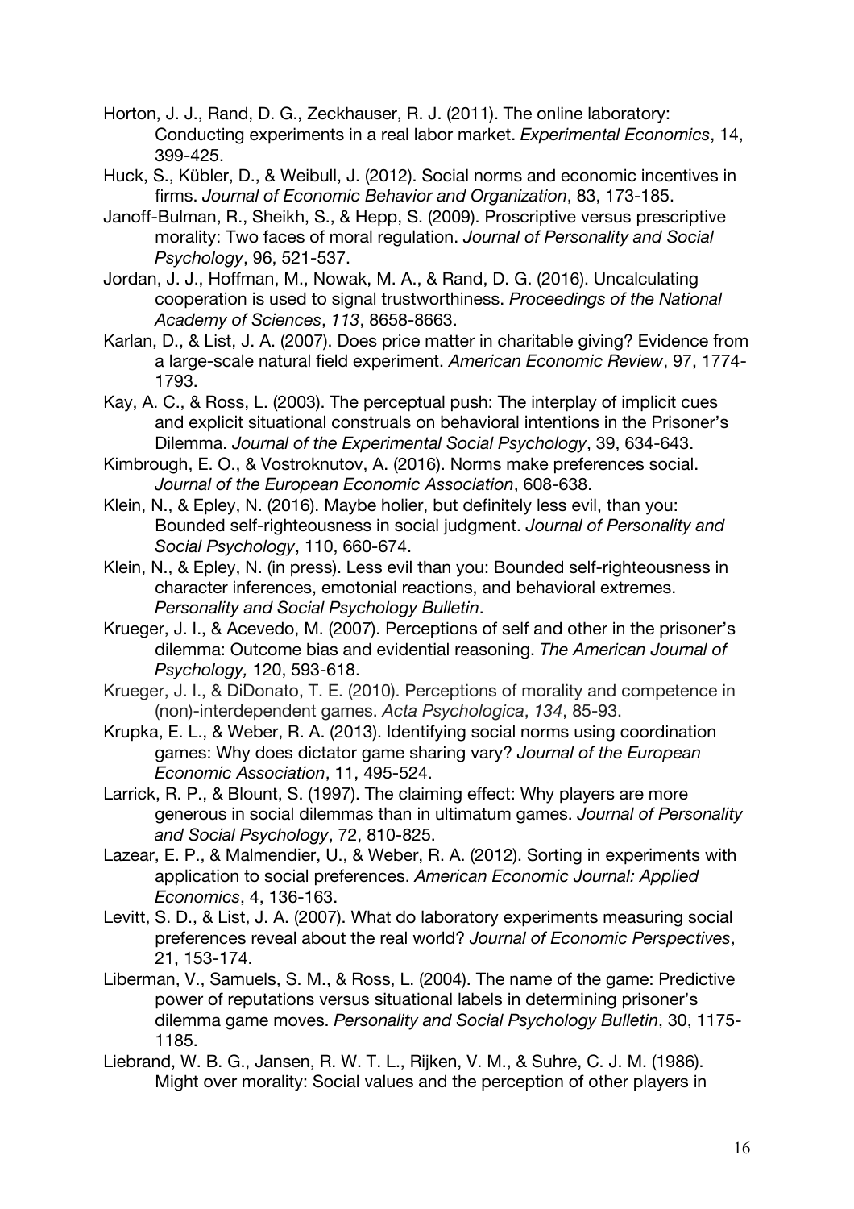Horton, J. J., Rand, D. G., Zeckhauser, R. J. (2011). The online laboratory: Conducting experiments in a real labor market. *Experimental Economics*, 14, 399-425.

Huck, S., Kübler, D., & Weibull, J. (2012). Social norms and economic incentives in firms. *Journal of Economic Behavior and Organization*, 83, 173-185.

Janoff-Bulman, R., Sheikh, S., & Hepp, S. (2009). Proscriptive versus prescriptive morality: Two faces of moral regulation. *Journal of Personality and Social Psychology*, 96, 521-537.

Jordan, J. J., Hoffman, M., Nowak, M. A., & Rand, D. G. (2016). Uncalculating cooperation is used to signal trustworthiness. *Proceedings of the National Academy of Sciences*, *113*, 8658-8663.

Karlan, D., & List, J. A. (2007). Does price matter in charitable giving? Evidence from a large-scale natural field experiment. *American Economic Review*, 97, 1774-1793.

Kay, A. C., & Ross, L. (2003). The perceptual push: The interplay of implicit cues and explicit situational construals on behavioral intentions in the Prisoner's Dilemma. *Journal of the Experimental Social Psychology*, 39, 634-643.

Kimbrough, E. O., & Vostroknutov, A. (2016). Norms make preferences social. *Journal of the European Economic Association*, 608-638.

Klein, N., & Epley, N. (2016). Maybe holier, but definitely less evil, than you: Bounded self-righteousness in social judgment. *Journal of Personality and Social Psychology*, 110, 660-674.

Klein, N., & Epley, N. (in press). Less evil than you: Bounded self-righteousness in character inferences, emotonial reactions, and behavioral extremes. *Personality and Social Psychology Bulletin*.

Krueger, J. I., & Acevedo, M. (2007). Perceptions of self and other in the prisoner's dilemma: Outcome bias and evidential reasoning. *The American Journal of Psychology,* 120, 593-618.

Krueger, J. I., & DiDonato, T. E. (2010). Perceptions of morality and competence in (non)-interdependent games. *Acta Psychologica*, *134*, 85-93.

Krupka, E. L., & Weber, R. A. (2013). Identifying social norms using coordination games: Why does dictator game sharing vary? *Journal of the European Economic Association*, 11, 495-524.

Larrick, R. P., & Blount, S. (1997). The claiming effect: Why players are more generous in social dilemmas than in ultimatum games. *Journal of Personality and Social Psychology*, 72, 810-825.

Lazear, E. P., & Malmendier, U., & Weber, R. A. (2012). Sorting in experiments with application to social preferences. *American Economic Journal: Applied Economics*, 4, 136-163.

Levitt, S. D., & List, J. A. (2007). What do laboratory experiments measuring social preferences reveal about the real world? *Journal of Economic Perspectives*, 21, 153-174.

Liberman, V., Samuels, S. M., & Ross, L. (2004). The name of the game: Predictive power of reputations versus situational labels in determining prisoner's dilemma game moves. *Personality and Social Psychology Bulletin*, 30, 1175-1185.

Liebrand, W. B. G., Jansen, R. W. T. L., Rijken, V. M., & Suhre, C. J. M. (1986). Might over morality: Social values and the perception of other players in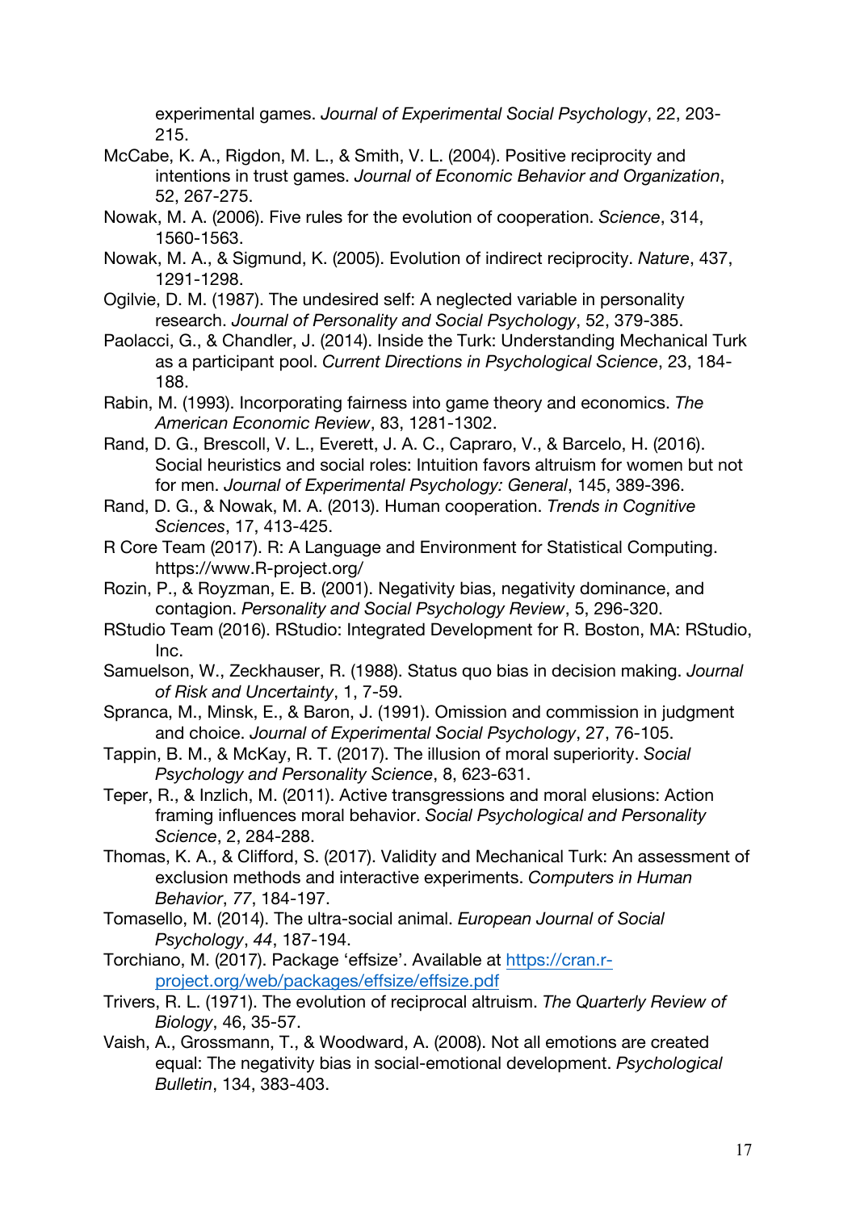experimental games. *Journal of Experimental Social Psychology*, 22, 203-215.

McCabe, K. A., Rigdon, M. L., & Smith, V. L. (2004). Positive reciprocity and intentions in trust games. *Journal of Economic Behavior and Organization*, 52, 267-275.

Nowak, M. A. (2006). Five rules for the evolution of cooperation. *Science*, 314, 1560-1563.

Nowak, M. A., & Sigmund, K. (2005). Evolution of indirect reciprocity. *Nature*, 437, 1291-1298.

Ogilvie, D. M. (1987). The undesired self: A neglected variable in personality research. *Journal of Personality and Social Psychology*, 52, 379-385.

Paolacci, G., & Chandler, J. (2014). Inside the Turk: Understanding Mechanical Turk as a participant pool. *Current Directions in Psychological Science*, 23, 184-188.

Rabin, M. (1993). Incorporating fairness into game theory and economics. *The American Economic Review*, 83, 1281-1302.

Rand, D. G., Brescoll, V. L., Everett, J. A. C., Capraro, V., & Barcelo, H. (2016). Social heuristics and social roles: Intuition favors altruism for women but not for men. *Journal of Experimental Psychology: General*, 145, 389-396.

Rand, D. G., & Nowak, M. A. (2013). Human cooperation. *Trends in Cognitive Sciences*, 17, 413-425.

R Core Team (2017). R: A Language and Environment for Statistical Computing. https://www.R-project.org/

Rozin, P., & Royzman, E. B. (2001). Negativity bias, negativity dominance, and contagion. *Personality and Social Psychology Review*, 5, 296-320.

RStudio Team (2016). RStudio: Integrated Development for R. Boston, MA: RStudio, Inc.

Samuelson, W., Zeckhauser, R. (1988). Status quo bias in decision making. *Journal of Risk and Uncertainty*, 1, 7-59.

Spranca, M., Minsk, E., & Baron, J. (1991). Omission and commission in judgment and choice. *Journal of Experimental Social Psychology*, 27, 76-105.

Tappin, B. M., & McKay, R. T. (2017). The illusion of moral superiority. *Social Psychology and Personality Science*, 8, 623-631.

Teper, R., & Inzlich, M. (2011). Active transgressions and moral elusions: Action framing influences moral behavior. *Social Psychological and Personality Science*, 2, 284-288.

Thomas, K. A., & Clifford, S. (2017). Validity and Mechanical Turk: An assessment of exclusion methods and interactive experiments. *Computers in Human Behavior*, *77*, 184-197.

Tomasello, M. (2014). The ultra-social animal. *European Journal of Social Psychology*, *44*, 187-194.

Torchiano, M. (2017). Package 'effsize'. Available at https://cran.r-project.org/web/packages/effsize/effsize.pdf

Trivers, R. L. (1971). The evolution of reciprocal altruism. *The Quarterly Review of Biology*, 46, 35-57.

Vaish, A., Grossmann, T., & Woodward, A. (2008). Not all emotions are created equal: The negativity bias in social-emotional development. *Psychological Bulletin*, 134, 383-403.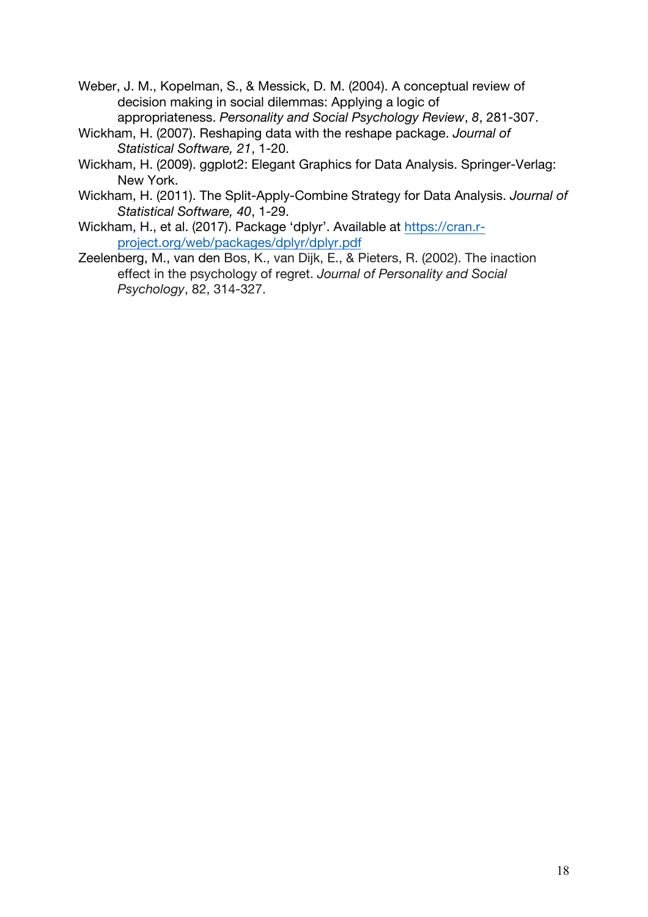Weber, J. M., Kopelman, S., & Messick, D. M. (2004). A conceptual review of decision making in social dilemmas: Applying a logic of appropriateness. *Personality and Social Psychology Review*, *8*, 281-307.

Wickham, H. (2007). Reshaping data with the reshape package. *Journal of Statistical Software, 21*, 1-20.

Wickham, H. (2009). ggplot2: Elegant Graphics for Data Analysis. Springer-Verlag: New York.

Wickham, H. (2011). The Split-Apply-Combine Strategy for Data Analysis. *Journal of Statistical Software, 40*, 1-29.

Wickham, H., et al. (2017). Package 'dplyr'. Available at [https://cran.r-project.org/web/packages/dplyr/dplyr.pdf](https://cran.r-project.org/web/packages/dplyr/dplyr.pdf)

Zeelenberg, M., van den Bos, K., van Dijk, E., & Pieters, R. (2002). The inaction effect in the psychology of regret. *Journal of Personality and Social Psychology*, 82, 314-327.